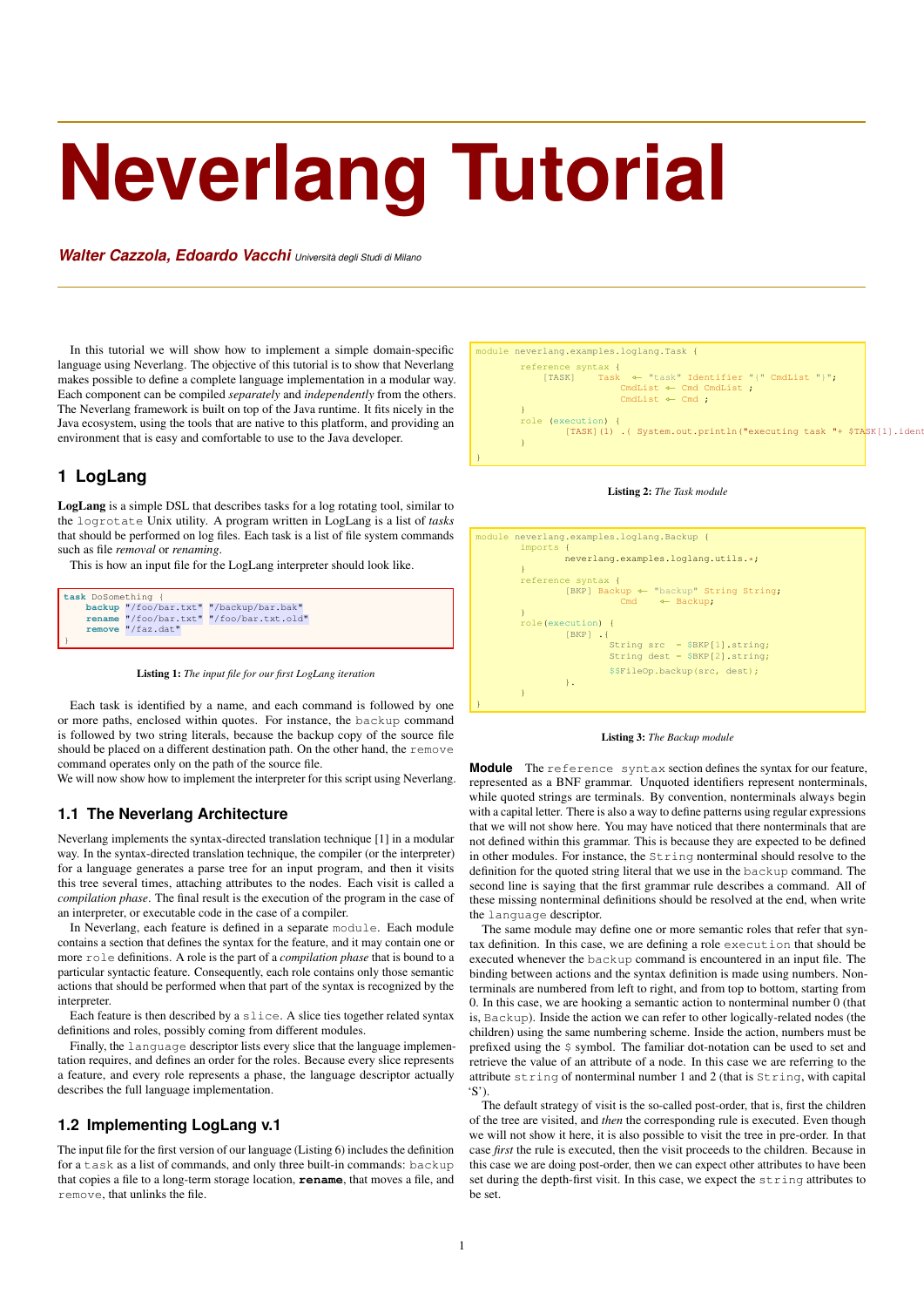# Neverlang Tutorial

***Walter Cazzola, Edoardo Vacchi*** Università degli Studi di Milano

In this tutorial we will show how to implement a simple domain-specific language using Neverlang. The objective of this tutorial is to show that Neverlang makes possible to define a complete language implementation in a modular way. Each component can be compiled *separately* and *independently* from the others. The Neverlang framework is built on top of the Java runtime. It fits nicely in the Java ecosystem, using the tools that are native to this platform, and providing an environment that is easy and comfortable to use to the Java developer.

## 1 LogLang

**LogLang** is a simple DSL that describes tasks for a log rotating tool, similar to the `logrotate` Unix utility. A program written in LogLang is a list of *tasks* that should be performed on log files. Each task is a list of file system commands such as file *removal* or *renaming*.

This is how an input file for the LogLang interpreter should look like.

```
task DoSomething {
    backup "/foo/bar.txt" "/backup/bar.bak"
    rename "/foo/bar.txt" "/foo/bar.txt.old"
    remove "/faz.dat"
}
```

**Listing 1:** *The input file for our first LogLang iteration*

Each task is identified by a name, and each command is followed by one or more paths, enclosed within quotes. For instance, the `backup` command is followed by two string literals, because the backup copy of the source file should be placed on a different destination path. On the other hand, the `remove` command operates only on the path of the source file.

We will now show how to implement the interpreter for this script using Neverlang.

### 1.1 The Neverlang Architecture

Neverlang implements the syntax-directed translation technique [1] in a modular way. In the syntax-directed translation technique, the compiler (or the interpreter) for a language generates a parse tree for an input program, and then it visits this tree several times, attaching attributes to the nodes. Each visit is called a *compilation phase*. The final result is the execution of the program in the case of an interpreter, or executable code in the case of a compiler.

In Neverlang, each feature is defined in a separate `module`. Each module contains a section that defines the syntax for the feature, and it may contain one or more `role` definitions. A role is the part of a *compilation phase* that is bound to a particular syntactic feature. Consequently, each role contains only those semantic actions that should be performed when that part of the syntax is recognized by the interpreter.

Each feature is then described by a `slice`. A slice ties together related syntax definitions and roles, possibly coming from different modules.

Finally, the `language` descriptor lists every slice that the language implementation requires, and defines an order for the roles. Because every slice represents a feature, and every role represents a phase, the language descriptor actually describes the full language implementation.

### 1.2 Implementing LogLang v.1

The input file for the first version of our language (Listing 6) includes the definition for a `task` as a list of commands, and only three built-in commands: `backup` that copies a file to a long-term storage location, **`rename`**, that moves a file, and `remove`, that unlinks the file.

```
module neverlang.examples.loglang.Task {

        reference syntax {
            [TASK]    Task  ← "task" Identifier "{" CmdList "}";
                            CmdList ← Cmd CmdList ;
                            CmdList ← Cmd ;

        }
        role (execution) {
                [TASK](1) .{ System.out.println("executing task "+ $TASK[1].ident
        }

}
```

**Listing 2:** *The Task module*

```
module neverlang.examples.loglang.Backup {
        imports {
                neverlang.examples.loglang.utils.*;
        }
        reference syntax {
                [BKP] Backup ← "backup" String String;
                        Cmd     ← Backup;
        }
        role(execution) {
                [BKP] .{
                        String src  = $BKP[1].string;
                        String dest = $BKP[2].string;

                        $$FileOp.backup(src, dest);

                }.
        }
}
```

**Listing 3:** *The Backup module*

**Module** The `reference syntax` section defines the syntax for our feature, represented as a BNF grammar. Unquoted identifiers represent nonterminals, while quoted strings are terminals. By convention, nonterminals always begin with a capital letter. There is also a way to define patterns using regular expressions that we will not show here. You may have noticed that there nonterminals that are not defined within this grammar. This is because they are expected to be defined in other modules. For instance, the `String` nonterminal should resolve to the definition for the quoted string literal that we use in the `backup` command. The second line is saying that the first grammar rule describes a command. All of these missing nonterminal definitions should be resolved at the end, when write the `language` descriptor.

The same module may define one or more semantic roles that refer that syntax definition. In this case, we are defining a role `execution` that should be executed whenever the `backup` command is encountered in an input file. The binding between actions and the syntax definition is made using numbers. Nonterminals are numbered from left to right, and from top to bottom, starting from 0. In this case, we are hooking a semantic action to nonterminal number 0 (that is, `Backup`). Inside the action we can refer to other logically-related nodes (the children) using the same numbering scheme. Inside the action, numbers must be prefixed using the `$` symbol. The familiar dot-notation can be used to set and retrieve the value of an attribute of a node. In this case we are referring to the attribute `string` of nonterminal number 1 and 2 (that is `String`, with capital 'S').

The default strategy of visit is the so-called post-order, that is, first the children of the tree are visited, and *then* the corresponding rule is executed. Even though we will not show it here, it is also possible to visit the tree in pre-order. In that case *first* the rule is executed, then the visit proceeds to the children. Because in this case we are doing post-order, then we can expect other attributes to have been set during the depth-first visit. In this case, we expect the `string` attributes to be set.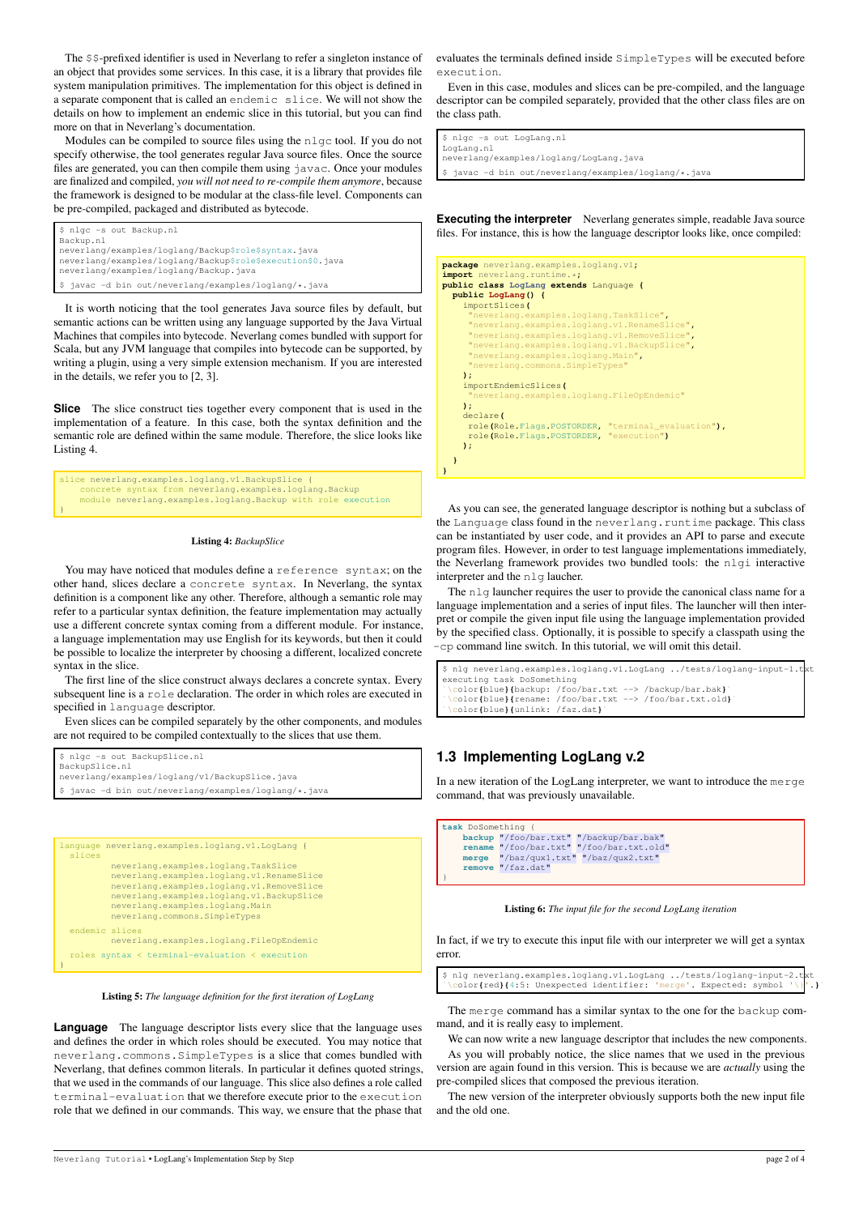The `$$`-prefixed identifier is used in Neverlang to refer a singleton instance of an object that provides some services. In this case, it is a library that provides file system manipulation primitives. The implementation for this object is defined in a separate component that is called an `endemic slice`. We will not show the details on how to implement an endemic slice in this tutorial, but you can find more on that in Neverlang's documentation.

Modules can be compiled to source files using the `nlgc` tool. If you do not specify otherwise, the tool generates regular Java source files. Once the source files are generated, you can then compile them using `javac`. Once your modules are finalized and compiled, *you will not need to re-compile them anymore*, because the framework is designed to be modular at the class-file level. Components can be pre-compiled, packaged and distributed as bytecode.

```
$ nlgc -s out Backup.nl
Backup.nl
neverlang/examples/loglang/Backup$role$syntax.java
neverlang/examples/loglang/Backup$role$execution$0.java
neverlang/examples/loglang/Backup.java
$ javac -d bin out/neverlang/examples/loglang/*.java
```

It is worth noticing that the tool generates Java source files by default, but semantic actions can be written using any language supported by the Java Virtual Machines that compiles into bytecode. Neverlang comes bundled with support for Scala, but any JVM language that compiles into bytecode can be supported, by writing a plugin, using a very simple extension mechanism. If you are interested in the details, we refer you to [2, 3].

**Slice** The slice construct ties together every component that is used in the implementation of a feature. In this case, both the syntax definition and the semantic role are defined within the same module. Therefore, the slice looks like Listing 4.

```
slice neverlang.examples.loglang.v1.BackupSlice {
    concrete syntax from neverlang.examples.loglang.Backup
    module neverlang.examples.loglang.Backup with role execution
}
```

**Listing 4:** *BackupSlice*

You may have noticed that modules define a `reference syntax`; on the other hand, slices declare a `concrete syntax`. In Neverlang, the syntax definition is a component like any other. Therefore, although a semantic role may refer to a particular syntax definition, the feature implementation may actually use a different concrete syntax coming from a different module. For instance, a language implementation may use English for its keywords, but then it could be possible to localize the interpreter by choosing a different, localized concrete syntax in the slice.

The first line of the slice construct always declares a concrete syntax. Every subsequent line is a `role` declaration. The order in which roles are executed in specified in `language` descriptor.

Even slices can be compiled separately by the other components, and modules are not required to be compiled contextually to the slices that use them.

```
$ nlgc -s out BackupSlice.nl
BackupSlice.nl
neverlang/examples/loglang/v1/BackupSlice.java
$ javac -d bin out/neverlang/examples/loglang/*.java
```

```
language neverlang.examples.loglang.v1.LogLang {
  slices
          neverlang.examples.loglang.TaskSlice
          neverlang.examples.loglang.v1.RenameSlice
          neverlang.examples.loglang.v1.RemoveSlice
          neverlang.examples.loglang.v1.BackupSlice
          neverlang.examples.loglang.Main
          neverlang.commons.SimpleTypes

  endemic slices
          neverlang.examples.loglang.FileOpEndemic

  roles syntax < terminal-evaluation < execution
}
```

**Listing 5:** *The language definition for the first iteration of LogLang*

**Language** The language descriptor lists every slice that the language uses and defines the order in which roles should be executed. You may notice that `neverlang.commons.SimpleTypes` is a slice that comes bundled with Neverlang, that defines common literals. In particular it defines quoted strings, that we used in the commands of our language. This slice also defines a role called `terminal-evaluation` that we therefore execute prior to the `execution` role that we defined in our commands. This way, we ensure that the phase that evaluates the terminals defined inside `SimpleTypes` will be executed before `execution`.

Even in this case, modules and slices can be pre-compiled, and the language descriptor can be compiled separately, provided that the other class files are on the class path.

```
$ nlgc -s out LogLang.nl
LogLang.nl
neverlang/examples/loglang/LogLang.java
$ javac -d bin out/neverlang/examples/loglang/*.java
```

**Executing the interpreter** Neverlang generates simple, readable Java source files. For instance, this is how the language descriptor looks like, once compiled:

```
package neverlang.examples.loglang.v1;
import neverlang.runtime.*;
public class LogLang extends Language {
  public LogLang() {
    importSlices(
      "neverlang.examples.loglang.TaskSlice",
      "neverlang.examples.loglang.v1.RenameSlice",
      "neverlang.examples.loglang.v1.RemoveSlice",
      "neverlang.examples.loglang.v1.BackupSlice",
      "neverlang.examples.loglang.Main",
      "neverlang.commons.SimpleTypes"
    );
    importEndemicSlices(
      "neverlang.examples.loglang.FileOpEndemic"
    );
    declare(
     role(Role.Flags.POSTORDER, "terminal_evaluation"),
     role(Role.Flags.POSTORDER, "execution")
    );
  }
}
```

As you can see, the generated language descriptor is nothing but a subclass of the `Language` class found in the `neverlang.runtime` package. This class can be instantiated by user code, and it provides an API to parse and execute program files. However, in order to test language implementations immediately, the Neverlang framework provides two bundled tools: the `nlgi` interactive interpreter and the `nlg` laucher.

The `nlg` launcher requires the user to provide the canonical class name for a language implementation and a series of input files. The launcher will then interpret or compile the given input file using the language implementation provided by the specified class. Optionally, it is possible to specify a classpath using the `-cp` command line switch. In this tutorial, we will omit this detail.

```
$ nlg neverlang.examples.loglang.v1.LogLang ../tests/loglang-input-1.txt
executing task DoSomething
`\color{blue}{backup: /foo/bar.txt --> /backup/bar.bak}`
`\color{blue}{rename: /foo/bar.txt --> /foo/bar.txt.old}`
`\color{blue}{unlink: /faz.dat}`
```

## 1.3 Implementing LogLang v.2

In a new iteration of the LogLang interpreter, we want to introduce the `merge` command, that was previously unavailable.

```
task DoSomething {
    backup "/foo/bar.txt" "/backup/bar.bak"
    rename "/foo/bar.txt" "/foo/bar.txt.old"
    merge  "/baz/qux1.txt" "/baz/qux2.txt"
    remove "/faz.dat"
}
```

**Listing 6:** *The input file for the second LogLang iteration*

In fact, if we try to execute this input file with our interpreter we will get a syntax error.

```
$ nlg neverlang.examples.loglang.v1.LogLang ../tests/loglang-input-2.txt
`\color{red}{4:5: Unexpected identifier: 'merge'. Expected: symbol '\}'.}`
```

The `merge` command has a similar syntax to the one for the `backup` command, and it is really easy to implement.

We can now write a new language descriptor that includes the new components.

As you will probably notice, the slice names that we used in the previous version are again found in this version. This is because we are *actually* using the pre-compiled slices that composed the previous iteration.

The new version of the interpreter obviously supports both the new input file and the old one.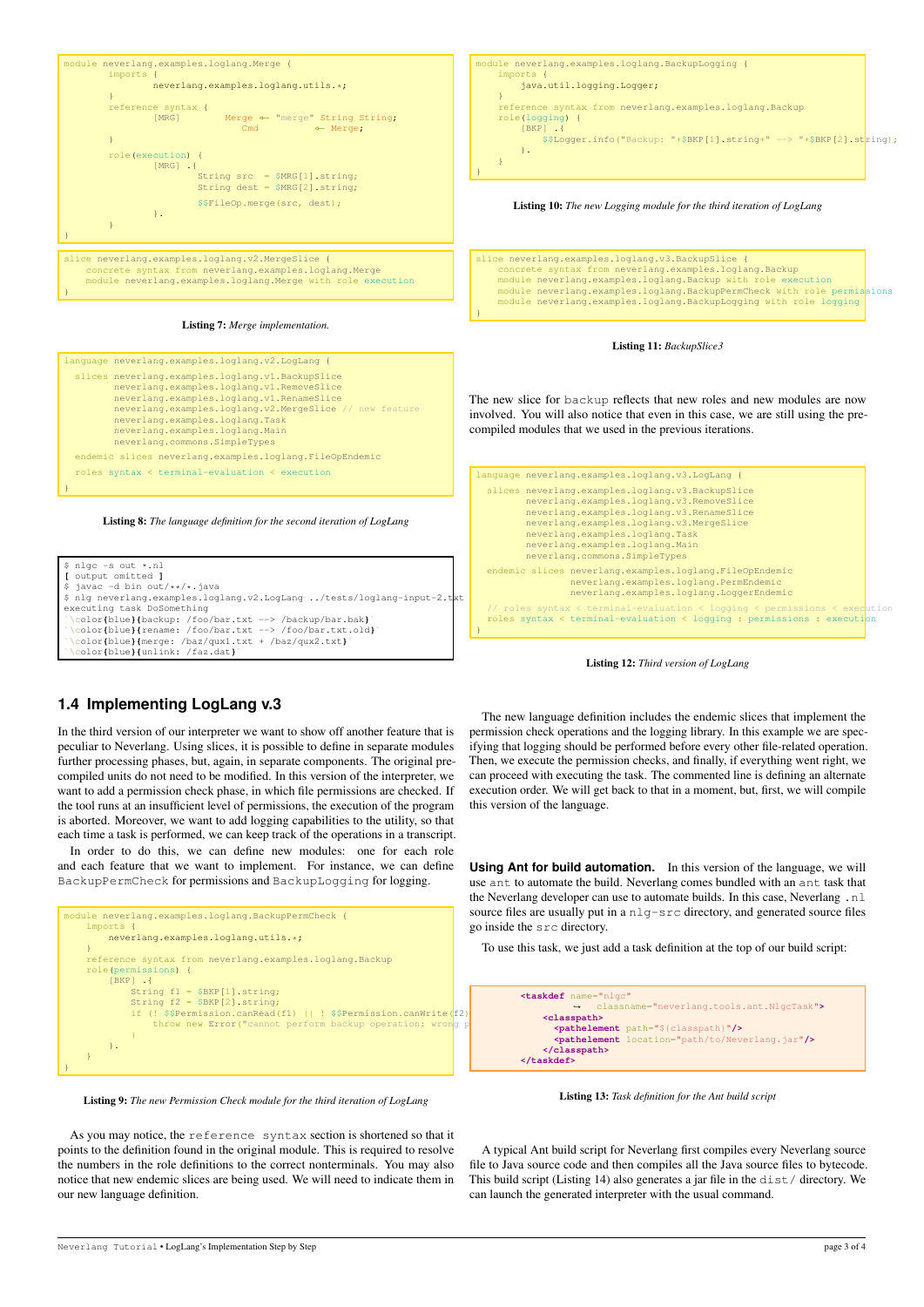```
module neverlang.examples.loglang.Merge {
        imports {
                neverlang.examples.loglang.utils.*;
        }
        reference syntax {
                [MRG]        Merge <-- "merge" String String;
                                Cmd          <-- Merge;
        }

        role(execution) {
                [MRG] .{
                        String src  = $MRG[1].string;
                        String dest = $MRG[2].string;
                        $$FileOp.merge(src, dest);
                }.
        }
}
```

```
slice neverlang.examples.loglang.v2.MergeSlice {
    concrete syntax from neverlang.examples.loglang.Merge
    module neverlang.examples.loglang.Merge with role execution
}
```

**Listing 7:** *Merge implementation.*

```
language neverlang.examples.loglang.v2.LogLang {
  slices neverlang.examples.loglang.v1.BackupSlice
         neverlang.examples.loglang.v1.RemoveSlice
         neverlang.examples.loglang.v1.RenameSlice
         neverlang.examples.loglang.v2.MergeSlice // new feature
         neverlang.examples.loglang.Task
         neverlang.examples.loglang.Main
         neverlang.commons.SimpleTypes
  endemic slices neverlang.examples.loglang.FileOpEndemic
  roles syntax < terminal-evaluation < execution
}
```

**Listing 8:** *The language definition for the second iteration of LogLang*

```
$ nlgc -s out *.nl
[ output omitted ]
$ javac -d bin out/**/*.java
$ nlg neverlang.examples.loglang.v2.LogLang ../tests/loglang-input-2.txt
executing task DoSomething
`\color{blue}{backup: /foo/bar.txt --> /backup/bar.bak}`
`\color{blue}{rename: /foo/bar.txt --> /foo/bar.txt.old}`
`\color{blue}{merge: /baz/qux1.txt + /baz/qux2.txt}`
`\color{blue}{unlink: /faz.dat}`
```

## 1.4 Implementing LogLang v.3

In the third version of our interpreter we want to show off another feature that is peculiar to Neverlang. Using slices, it is possible to define in separate modules further processing phases, but, again, in separate components. The original precompiled units do not need to be modified. In this version of the interpreter, we want to add a permission check phase, in which file permissions are checked. If the tool runs at an insufficient level of permissions, the execution of the program is aborted. Moreover, we want to add logging capabilities to the utility, so that each time a task is performed, we can keep track of the operations in a transcript.

In order to do this, we can define new modules: one for each role and each feature that we want to implement. For instance, we can define `BackupPermCheck` for permissions and `BackupLogging` for logging.

```
module neverlang.examples.loglang.BackupPermCheck {
    imports {
        neverlang.examples.loglang.utils.*;
    }
    reference syntax from neverlang.examples.loglang.Backup
    role(permissions) {
        [BKP] .{
            String f1 = $BKP[1].string;
            String f2 = $BKP[2].string;
            if (! $$Permission.canRead(f1) || ! $$Permission.canWrite(f2))
                throw new Error("cannot perform backup operation: wrong p
            }
        }.
    }
}
```

**Listing 9:** *The new Permission Check module for the third iteration of LogLang*

As you may notice, the `reference syntax` section is shortened so that it points to the definition found in the original module. This is required to resolve the numbers in the role definitions to the correct nonterminals. You may also notice that new endemic slices are being used. We will need to indicate them in our new language definition.

```
module neverlang.examples.loglang.BackupLogging {
    imports {
        java.util.logging.Logger;
    }
    reference syntax from neverlang.examples.loglang.Backup
    role(logging) {
        [BKP] .{
            $$Logger.info("Backup: "+$BKP[1].string+" --> "+$BKP[2].string);
        }.
    }
}
```

**Listing 10:** *The new Logging module for the third iteration of LogLang*

```
slice neverlang.examples.loglang.v3.BackupSlice {
    concrete syntax from neverlang.examples.loglang.Backup
    module neverlang.examples.loglang.Backup with role execution
    module neverlang.examples.loglang.BackupPermCheck with role permissions
    module neverlang.examples.loglang.BackupLogging with role logging
}
```

**Listing 11:** *BackupSlice3*

The new slice for `backup` reflects that new roles and new modules are now involved. You will also notice that even in this case, we are still using the precompiled modules that we used in the previous iterations.

```
language neverlang.examples.loglang.v3.LogLang {
  slices neverlang.examples.loglang.v3.BackupSlice
         neverlang.examples.loglang.v3.RemoveSlice
         neverlang.examples.loglang.v3.RenameSlice
         neverlang.examples.loglang.v3.MergeSlice
         neverlang.examples.loglang.Task
         neverlang.examples.loglang.Main
         neverlang.commons.SimpleTypes
  endemic slices neverlang.examples.loglang.FileOpEndemic
                 neverlang.examples.loglang.PermEndemic
                 neverlang.examples.loglang.LoggerEndemic
  // roles syntax < terminal-evaluation < logging < permissions < execution
  roles syntax < terminal-evaluation < logging : permissions : execution
}
```

**Listing 12:** *Third version of LogLang*

The new language definition includes the endemic slices that implement the permission check operations and the logging library. In this example we are specifying that logging should be performed before every other file-related operation. Then, we execute the permission checks, and finally, if everything went right, we can proceed with executing the task. The commented line is defining an alternate execution order. We will get back to that in a moment, but, first, we will compile this version of the language.

**Using Ant for build automation.** In this version of the language, we will use `ant` to automate the build. Neverlang comes bundled with an `ant` task that the Neverlang developer can use to automate builds. In this case, Neverlang `.nl` source files are usually put in a `nlg-src` directory, and generated source files go inside the `src` directory.

To use this task, we just add a task definition at the top of our build script:

```
<taskdef name="nlgc"
    classname="neverlang.tools.ant.NlgcTask">
    <classpath>
      <pathelement path="${classpath}"/>
      <pathelement location="path/to/Neverlang.jar"/>
    </classpath>
</taskdef>
```

**Listing 13:** *Task definition for the Ant build script*

A typical Ant build script for Neverlang first compiles every Neverlang source file to Java source code and then compiles all the Java source files to bytecode. This build script (Listing 14) also generates a jar file in the `dist/` directory. We can launch the generated interpreter with the usual command.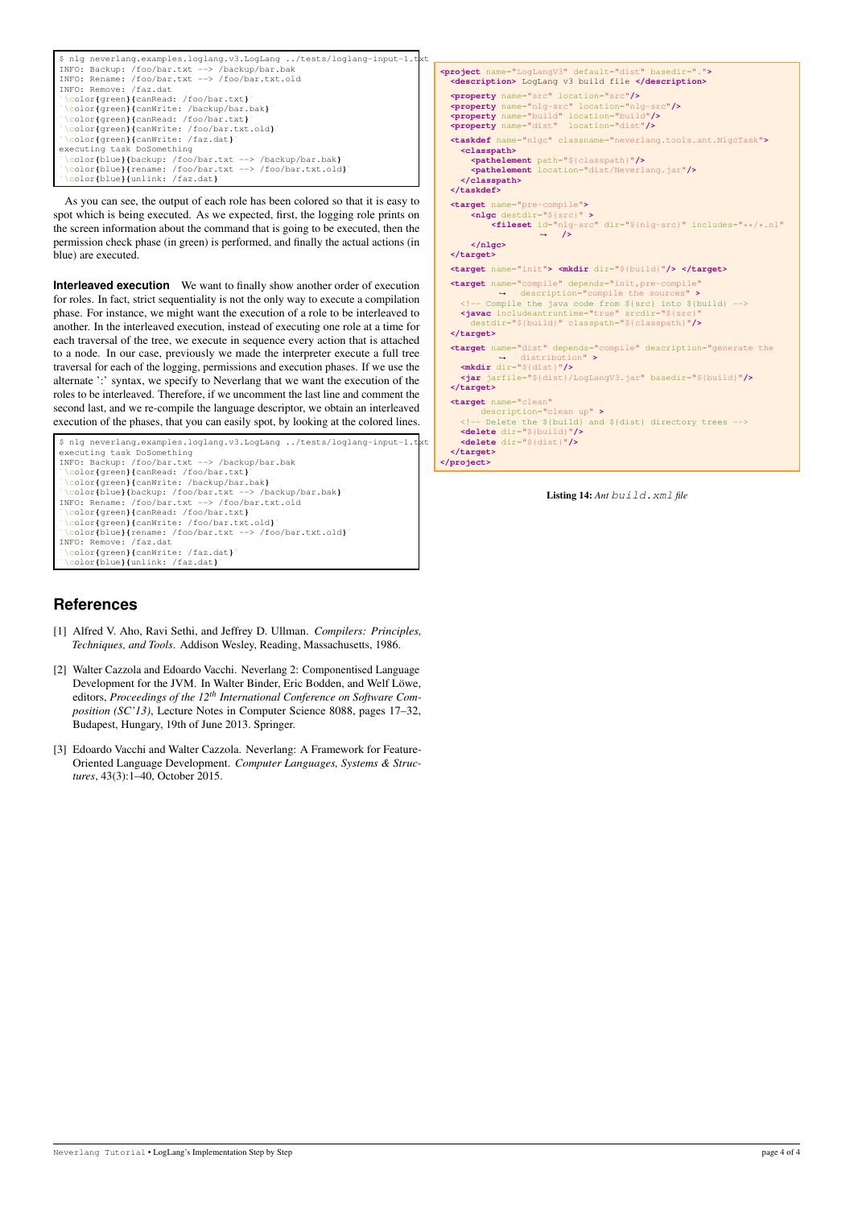```
$ nlg neverlang.examples.loglang.v3.LogLang ../tests/loglang-input-1.txt
INFO: Backup: /foo/bar.txt --> /backup/bar.bak
INFO: Rename: /foo/bar.txt --> /foo/bar.txt.old
INFO: Remove: /faz.dat
`\color{green}{canRead: /foo/bar.txt}`
`\color{green}{canWrite: /backup/bar.bak}`
`\color{green}{canRead: /foo/bar.txt}`
`\color{green}{canWrite: /foo/bar.txt.old}`
`\color{green}{canWrite: /faz.dat}`
executing task DoSomething
`\color{blue}{backup: /foo/bar.txt --> /backup/bar.bak}`
`\color{blue}{rename: /foo/bar.txt --> /foo/bar.txt.old}`
`\color{blue}{unlink: /faz.dat}`
```

As you can see, the output of each role has been colored so that it is easy to spot which is being executed. As we expected, first, the logging role prints on the screen information about the command that is going to be executed, then the permission check phase (in green) is performed, and finally the actual actions (in blue) are executed.

**Interleaved execution** We want to finally show another order of execution for roles. In fact, strict sequentiality is not the only way to execute a compilation phase. For instance, we might want the execution of a role to be interleaved to another. In the interleaved execution, instead of executing one role at a time for each traversal of the tree, we execute in sequence every action that is attached to a node. In our case, previously we made the interpreter execute a full tree traversal for each of the logging, permissions and execution phases. If we use the alternate ':' syntax, we specify to Neverlang that we want the execution of the roles to be interleaved. Therefore, if we uncomment the last line and comment the second last, and we re-compile the language descriptor, we obtain an interleaved execution of the phases, that you can easily spot, by looking at the colored lines.

```
$ nlg neverlang.examples.loglang.v3.LogLang ../tests/loglang-input-1.txt
executing task DoSomething
INFO: Backup: /foo/bar.txt --> /backup/bar.bak
`\color{green}{canRead: /foo/bar.txt}`
`\color{green}{canWrite: /backup/bar.bak}`
`\color{blue}{backup: /foo/bar.txt --> /backup/bar.bak}`
INFO: Rename: /foo/bar.txt --> /foo/bar.txt.old
`\color{green}{canRead: /foo/bar.txt}`
`\color{green}{canWrite: /foo/bar.txt.old}`
`\color{blue}{rename: /foo/bar.txt --> /foo/bar.txt.old}`
INFO: Remove: /faz.dat
`\color{green}{canWrite: /faz.dat}`
`\color{blue}{unlink: /faz.dat}`
```

## References

[1] Alfred V. Aho, Ravi Sethi, and Jeffrey D. Ullman. *Compilers: Principles, Techniques, and Tools*. Addison Wesley, Reading, Massachusetts, 1986.

[2] Walter Cazzola and Edoardo Vacchi. Neverlang 2: Componentised Language Development for the JVM. In Walter Binder, Eric Bodden, and Welf Löwe, editors, *Proceedings of the 12th International Conference on Software Composition (SC'13)*, Lecture Notes in Computer Science 8088, pages 17–32, Budapest, Hungary, 19th of June 2013. Springer.

[3] Edoardo Vacchi and Walter Cazzola. Neverlang: A Framework for Feature-Oriented Language Development. *Computer Languages, Systems & Structures*, 43(3):1–40, October 2015.

```xml
<project name="LogLangV3" default="dist" basedir=".">
  <description> LogLang v3 build file </description>

  <property name="src" location="src"/>
  <property name="nlg-src" location="nlg-src"/>
  <property name="build" location="build"/>
  <property name="dist"  location="dist"/>

  <taskdef name="nlgc" classname="neverlang.tools.ant.NlgcTask">
    <classpath>
      <pathelement path="${classpath}"/>
      <pathelement location="dist/Neverlang.jar"/>
    </classpath>
  </taskdef>

  <target name="pre-compile">
      <nlgc destdir="${src}" >
          <fileset id="nlg-src" dir="${nlg-src}" includes="**/*.nl"
                ↪   />
      </nlgc>
  </target>

  <target name="init"> <mkdir dir="${build}"/> </target>

  <target name="compile" depends="init,pre-compile"
          ↪   description="compile the sources" >
    <!-- Compile the java code from ${src} into ${build} -->
    <javac includeantruntime="true" srcdir="${src}"
      destdir="${build}" classpath="${classpath}"/>
  </target>

  <target name="dist" depends="compile" description="generate the
          ↪   distribution" >
    <mkdir dir="${dist}"/>
    <jar jarfile="${dist}/LogLangV3.jar" basedir="${build}"/>
  </target>

  <target name="clean"
       description="clean up" >
    <!-- Delete the ${build} and ${dist} directory trees -->
    <delete dir="${build}"/>
    <delete dir="${dist}"/>
  </target>
</project>
```

**Listing 14:** *Ant* `build.xml` *file*